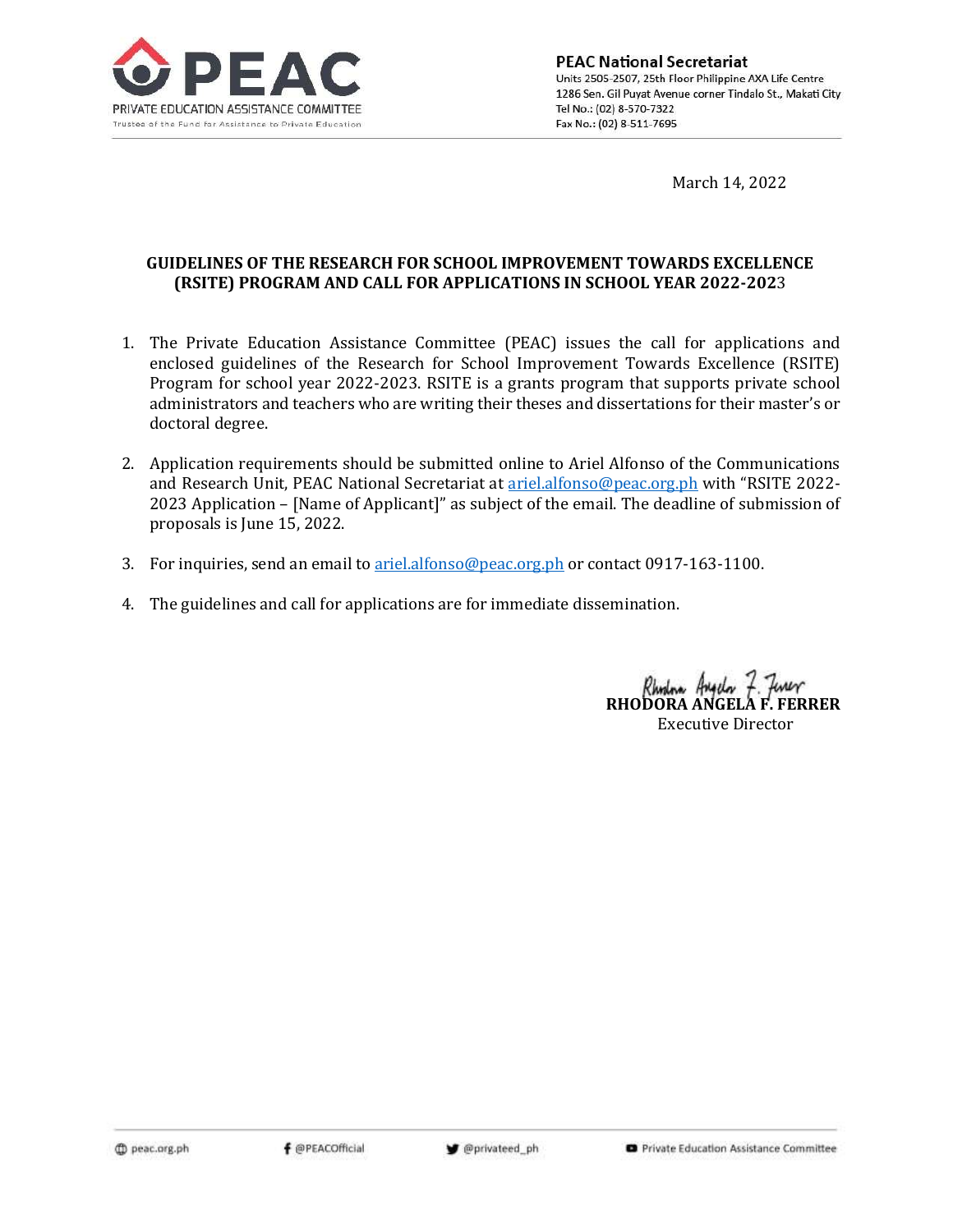**PEAC National Secretariat**
Units 2505-2507, 25th Floor Philippine AXA Life Centre
1286 Sen. Gil Puyat Avenue corner Tindalo St., Makati City
Tel No.: (02) 8-570-7322
Fax No.: (02) 8-511-7695

PRIVATE EDUCATION ASSISTANCE COMMITTEE
Trustee of the Fund for Assistance to Private Education

March 14, 2022

**GUIDELINES OF THE RESEARCH FOR SCHOOL IMPROVEMENT TOWARDS EXCELLENCE (RSITE) PROGRAM AND CALL FOR APPLICATIONS IN SCHOOL YEAR 2022-2023**

1. The Private Education Assistance Committee (PEAC) issues the call for applications and enclosed guidelines of the Research for School Improvement Towards Excellence (RSITE) Program for school year 2022-2023. RSITE is a grants program that supports private school administrators and teachers who are writing their theses and dissertations for their master's or doctoral degree.

2. Application requirements should be submitted online to Ariel Alfonso of the Communications and Research Unit, PEAC National Secretariat at ariel.alfonso@peac.org.ph with "RSITE 2022-2023 Application – [Name of Applicant]" as subject of the email. The deadline of submission of proposals is June 15, 2022.

3. For inquiries, send an email to ariel.alfonso@peac.org.ph or contact 0917-163-1100.

4. The guidelines and call for applications are for immediate dissemination.

**RHODORA ANGELA F. FERRER**
Executive Director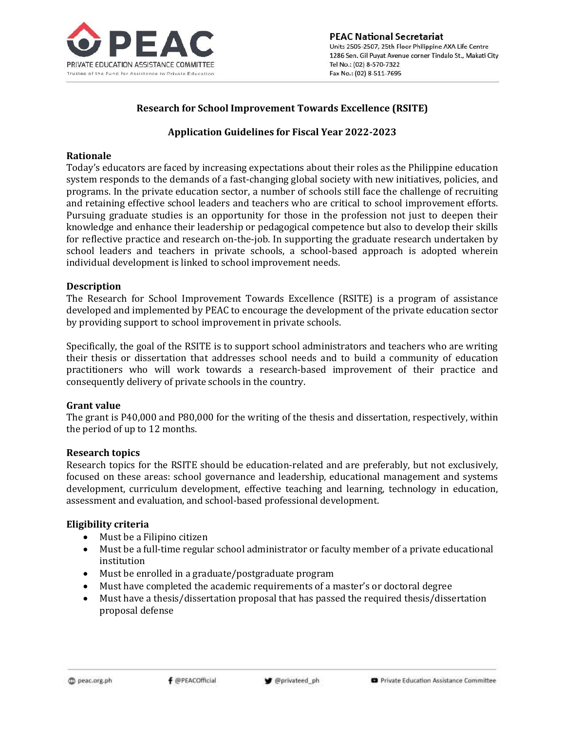**Research for School Improvement Towards Excellence (RSITE)**

**Application Guidelines for Fiscal Year 2022-2023**

## Rationale

Today's educators are faced by increasing expectations about their roles as the Philippine education system responds to the demands of a fast-changing global society with new initiatives, policies, and programs. In the private education sector, a number of schools still face the challenge of recruiting and retaining effective school leaders and teachers who are critical to school improvement efforts. Pursuing graduate studies is an opportunity for those in the profession not just to deepen their knowledge and enhance their leadership or pedagogical competence but also to develop their skills for reflective practice and research on-the-job. In supporting the graduate research undertaken by school leaders and teachers in private schools, a school-based approach is adopted wherein individual development is linked to school improvement needs.

## Description

The Research for School Improvement Towards Excellence (RSITE) is a program of assistance developed and implemented by PEAC to encourage the development of the private education sector by providing support to school improvement in private schools.

Specifically, the goal of the RSITE is to support school administrators and teachers who are writing their thesis or dissertation that addresses school needs and to build a community of education practitioners who will work towards a research-based improvement of their practice and consequently delivery of private schools in the country.

## Grant value

The grant is P40,000 and P80,000 for the writing of the thesis and dissertation, respectively, within the period of up to 12 months.

## Research topics

Research topics for the RSITE should be education-related and are preferably, but not exclusively, focused on these areas: school governance and leadership, educational management and systems development, curriculum development, effective teaching and learning, technology in education, assessment and evaluation, and school-based professional development.

## Eligibility criteria

- Must be a Filipino citizen
- Must be a full-time regular school administrator or faculty member of a private educational institution
- Must be enrolled in a graduate/postgraduate program
- Must have completed the academic requirements of a master's or doctoral degree
- Must have a thesis/dissertation proposal that has passed the required thesis/dissertation proposal defense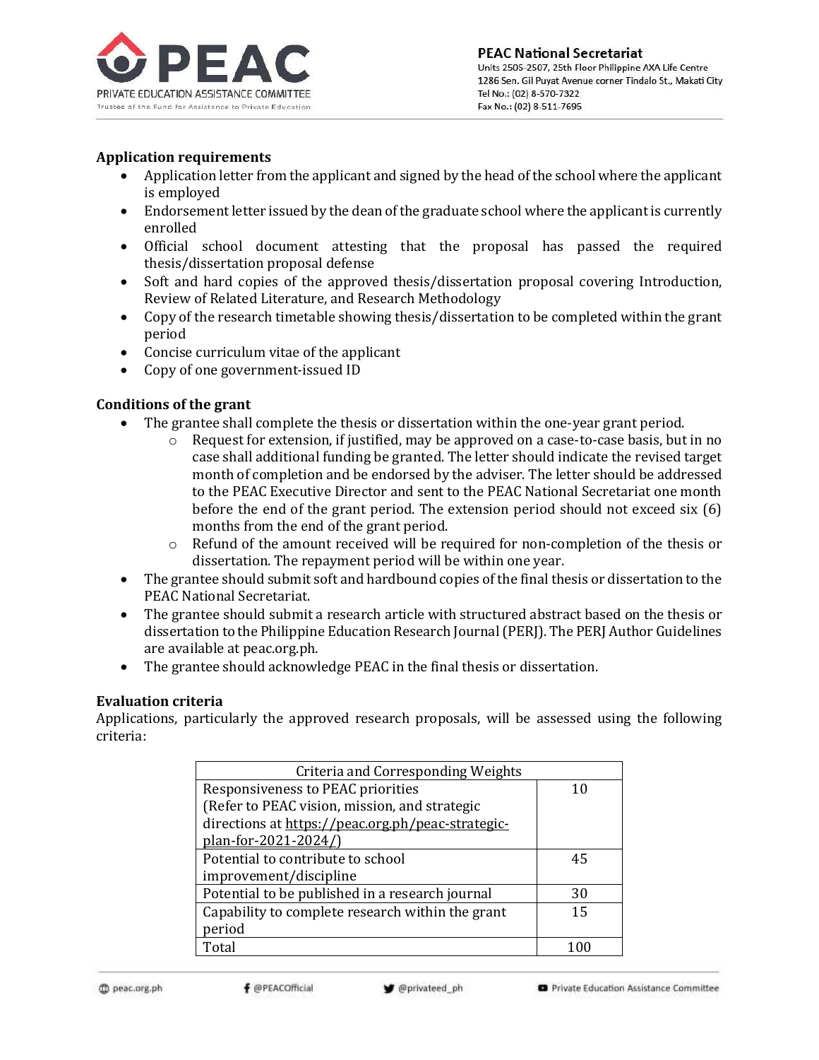**Application requirements**

- Application letter from the applicant and signed by the head of the school where the applicant is employed
- Endorsement letter issued by the dean of the graduate school where the applicant is currently enrolled
- Official school document attesting that the proposal has passed the required thesis/dissertation proposal defense
- Soft and hard copies of the approved thesis/dissertation proposal covering Introduction, Review of Related Literature, and Research Methodology
- Copy of the research timetable showing thesis/dissertation to be completed within the grant period
- Concise curriculum vitae of the applicant
- Copy of one government-issued ID

**Conditions of the grant**

- The grantee shall complete the thesis or dissertation within the one-year grant period.
    - Request for extension, if justified, may be approved on a case-to-case basis, but in no case shall additional funding be granted. The letter should indicate the revised target month of completion and be endorsed by the adviser. The letter should be addressed to the PEAC Executive Director and sent to the PEAC National Secretariat one month before the end of the grant period. The extension period should not exceed six (6) months from the end of the grant period.
    - Refund of the amount received will be required for non-completion of the thesis or dissertation. The repayment period will be within one year.
- The grantee should submit soft and hardbound copies of the final thesis or dissertation to the PEAC National Secretariat.
- The grantee should submit a research article with structured abstract based on the thesis or dissertation to the Philippine Education Research Journal (PERJ). The PERJ Author Guidelines are available at peac.org.ph.
- The grantee should acknowledge PEAC in the final thesis or dissertation.

**Evaluation criteria**

Applications, particularly the approved research proposals, will be assessed using the following criteria:

| Criteria and Corresponding Weights | |
|---|---|
| Responsiveness to PEAC priorities (Refer to PEAC vision, mission, and strategic directions at https://peac.org.ph/peac-strategic-plan-for-2021-2024/) | 10 |
| Potential to contribute to school improvement/discipline | 45 |
| Potential to be published in a research journal | 30 |
| Capability to complete research within the grant period | 15 |
| Total | 100 |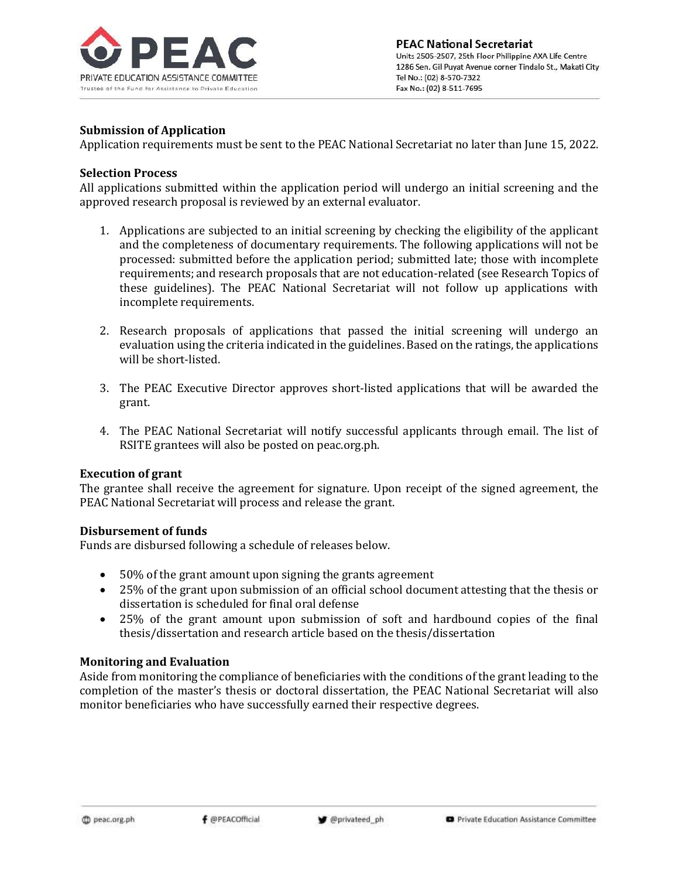**Submission of Application**

Application requirements must be sent to the PEAC National Secretariat no later than June 15, 2022.

**Selection Process**

All applications submitted within the application period will undergo an initial screening and the approved research proposal is reviewed by an external evaluator.

1. Applications are subjected to an initial screening by checking the eligibility of the applicant and the completeness of documentary requirements. The following applications will not be processed: submitted before the application period; submitted late; those with incomplete requirements; and research proposals that are not education-related (see Research Topics of these guidelines). The PEAC National Secretariat will not follow up applications with incomplete requirements.

2. Research proposals of applications that passed the initial screening will undergo an evaluation using the criteria indicated in the guidelines. Based on the ratings, the applications will be short-listed.

3. The PEAC Executive Director approves short-listed applications that will be awarded the grant.

4. The PEAC National Secretariat will notify successful applicants through email. The list of RSITE grantees will also be posted on peac.org.ph.

**Execution of grant**

The grantee shall receive the agreement for signature. Upon receipt of the signed agreement, the PEAC National Secretariat will process and release the grant.

**Disbursement of funds**

Funds are disbursed following a schedule of releases below.

- 50% of the grant amount upon signing the grants agreement
- 25% of the grant upon submission of an official school document attesting that the thesis or dissertation is scheduled for final oral defense
- 25% of the grant amount upon submission of soft and hardbound copies of the final thesis/dissertation and research article based on the thesis/dissertation

**Monitoring and Evaluation**

Aside from monitoring the compliance of beneficiaries with the conditions of the grant leading to the completion of the master's thesis or doctoral dissertation, the PEAC National Secretariat will also monitor beneficiaries who have successfully earned their respective degrees.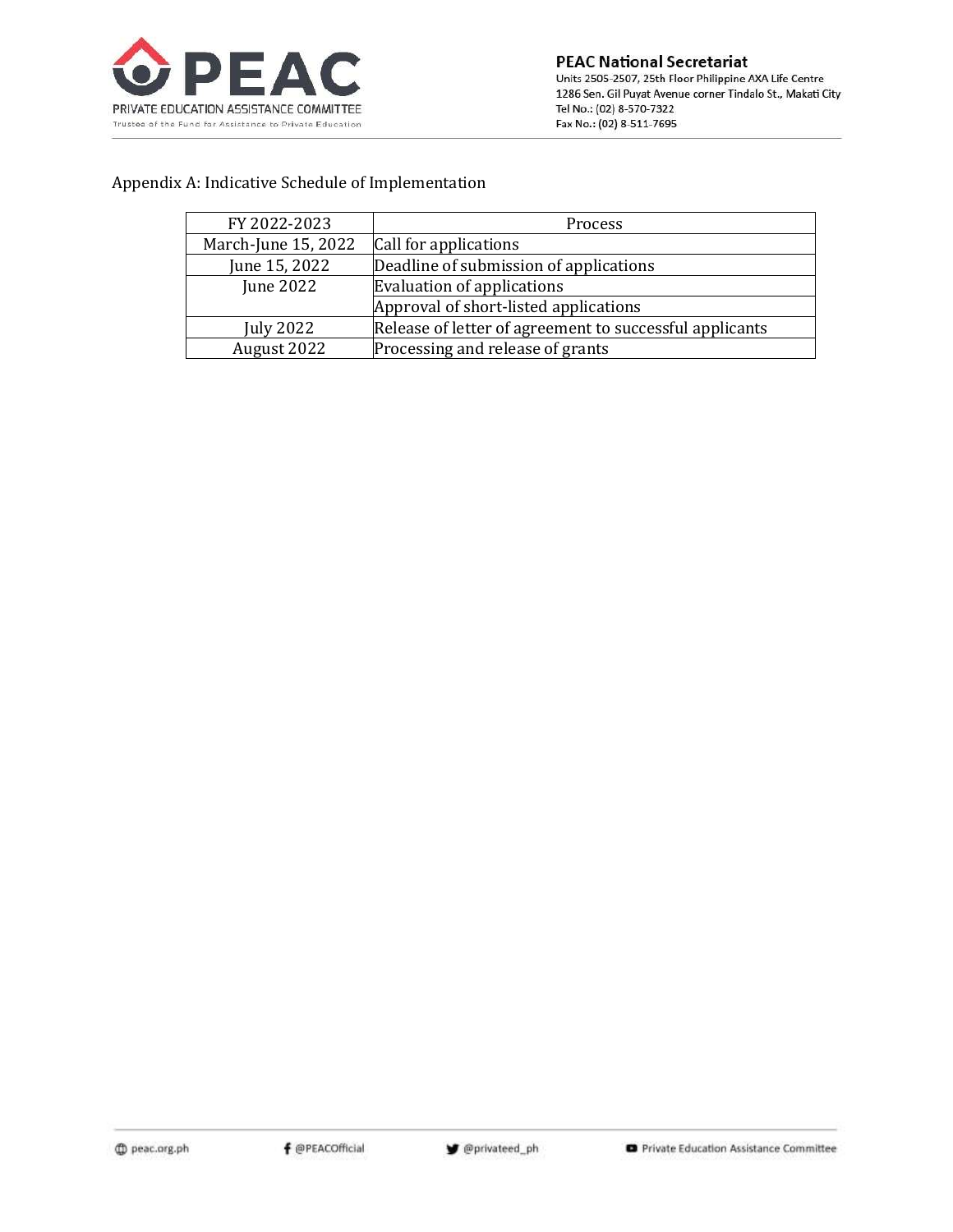Appendix A: Indicative Schedule of Implementation

| FY 2022-2023 | Process |
|---|---|
| March-June 15, 2022 | Call for applications |
| June 15, 2022 | Deadline of submission of applications |
| June 2022 | Evaluation of applications |
| | Approval of short-listed applications |
| July 2022 | Release of letter of agreement to successful applicants |
| August 2022 | Processing and release of grants |